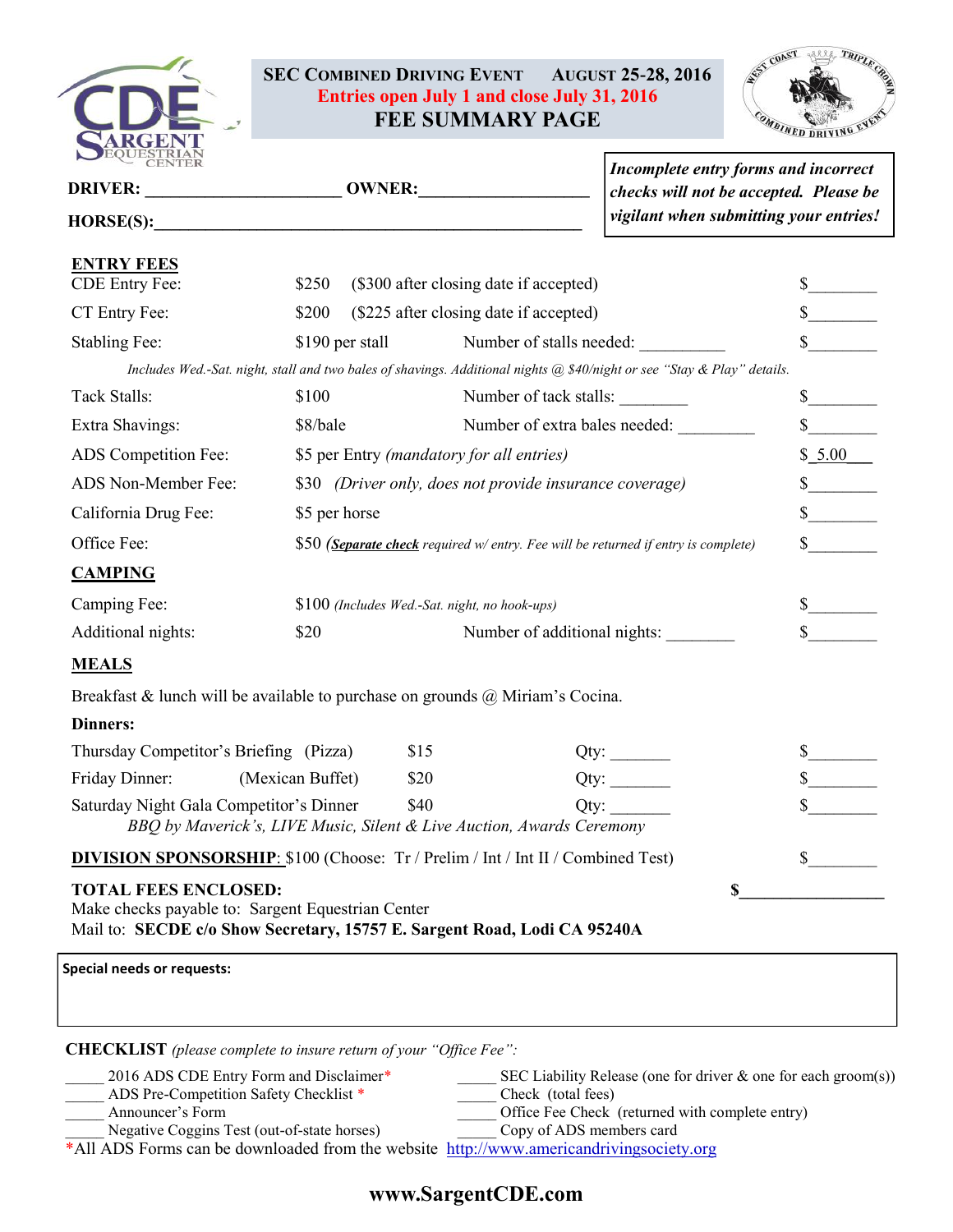# SEC COMBINED DRIVING EVENT AUGUST 25-28, 2016

**Entries open July 1 and close July 31, 2016**

## FEE SUMMARY PAGE

***Incomplete entry forms and incorrect checks will not be accepted. Please be vigilant when submitting your entries!***

**DRIVER:** ______________________ **OWNER:**____________________

**HORSE(S):**__________________________________________________

### ENTRY FEES

| | | | |
|---|---|---|---|
| CDE Entry Fee: | $250 ($300 after closing date if accepted) | | $________ |
| CT Entry Fee: | $200 ($225 after closing date if accepted) | | $________ |
| Stabling Fee: | $190 per stall | Number of stalls needed: __________ | $________ |

*Includes Wed.-Sat. night, stall and two bales of shavings. Additional nights @ $40/night or see "Stay & Play" details.*

| | | | |
|---|---|---|---|
| Tack Stalls: | $100 | Number of tack stalls: ________ | $________ |
| Extra Shavings: | $8/bale | Number of extra bales needed: _________ | $________ |
| ADS Competition Fee: | $5 per Entry *(mandatory for all entries)* | | $ 5.00 |
| ADS Non-Member Fee: | $30 *(Driver only, does not provide insurance coverage)* | | $________ |
| California Drug Fee: | $5 per horse | | $________ |
| Office Fee: | $50 *(**Separate check** required w/ entry. Fee will be returned if entry is complete)* | | $________ |

### CAMPING

| | | | |
|---|---|---|---|
| Camping Fee: | $100 *(Includes Wed.-Sat. night, no hook-ups)* | | $________ |
| Additional nights: | $20 | Number of additional nights: ________ | $________ |

### MEALS

Breakfast & lunch will be available to purchase on grounds @ Miriam's Cocina.

**Dinners:**

| | | | |
|---|---|---|---|
| Thursday Competitor's Briefing (Pizza) | $15 | Qty: _______ | $________ |
| Friday Dinner: (Mexican Buffet) | $20 | Qty: _______ | $________ |
| Saturday Night Gala Competitor's Dinner | $40 | Qty: _______ | $________ |

*BBQ by Maverick's, LIVE Music, Silent & Live Auction, Awards Ceremony*

**DIVISION SPONSORSHIP**: $100 (Choose: Tr / Prelim / Int / Int II / Combined Test) $________

**TOTAL FEES ENCLOSED:** $_________________

Make checks payable to: Sargent Equestrian Center

Mail to: **SECDE c/o Show Secretary, 15757 E. Sargent Road, Lodi CA 95240A**

**Special needs or requests:**

**CHECKLIST** *(please complete to insure return of your "Office Fee":*

_____ 2016 ADS CDE Entry Form and Disclaimer*
_____ ADS Pre-Competition Safety Checklist *
_____ Announcer's Form
_____ Negative Coggins Test (out-of-state horses)
_____ SEC Liability Release (one for driver & one for each groom(s))
_____ Check (total fees)
_____ Office Fee Check (returned with complete entry)
_____ Copy of ADS members card

*All ADS Forms can be downloaded from the website http://www.americandrivingsociety.org

**www.SargentCDE.com**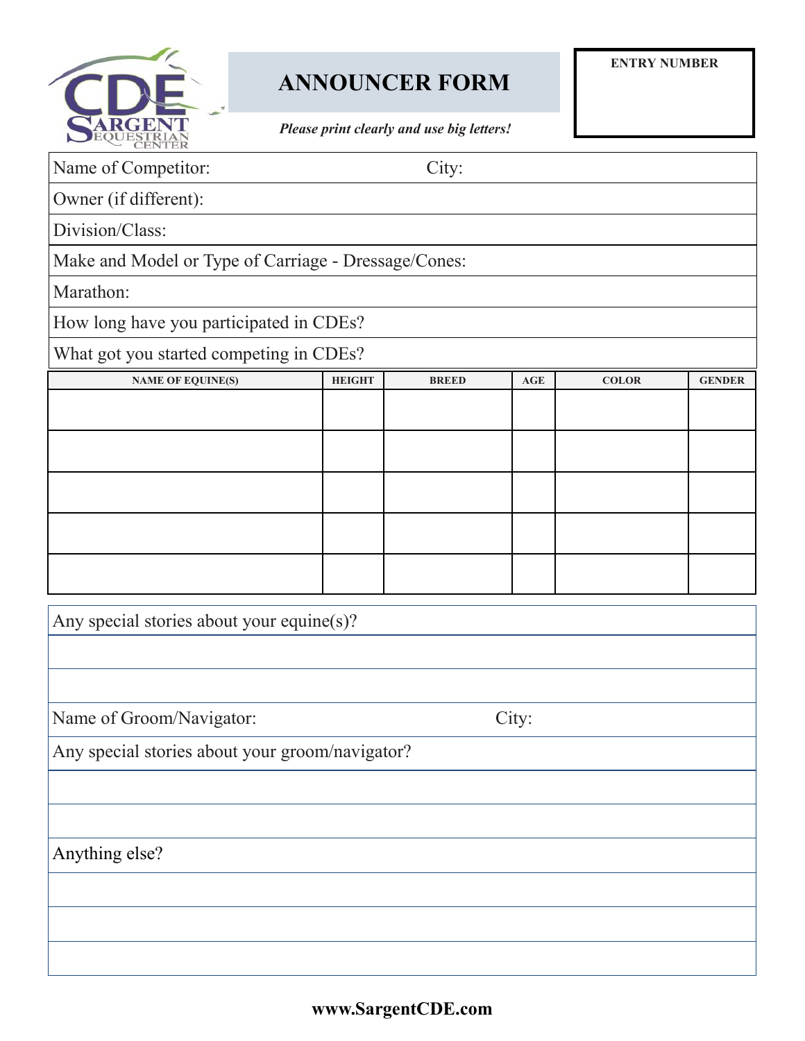# ANNOUNCER FORM

*Please print clearly and use big letters!*

**ENTRY NUMBER**

Name of Competitor: City:

Owner (if different):

Division/Class:

Make and Model or Type of Carriage - Dressage/Cones:

Marathon:

How long have you participated in CDEs?

What got you started competing in CDEs?

| NAME OF EQUINE(S) | HEIGHT | BREED | AGE | COLOR | GENDER |
|---|---|---|---|---|---|
| | | | | | |
| | | | | | |
| | | | | | |
| | | | | | |
| | | | | | |

Any special stories about your equine(s)?

Name of Groom/Navigator: City:

Any special stories about your groom/navigator?

Anything else?

**www.SargentCDE.com**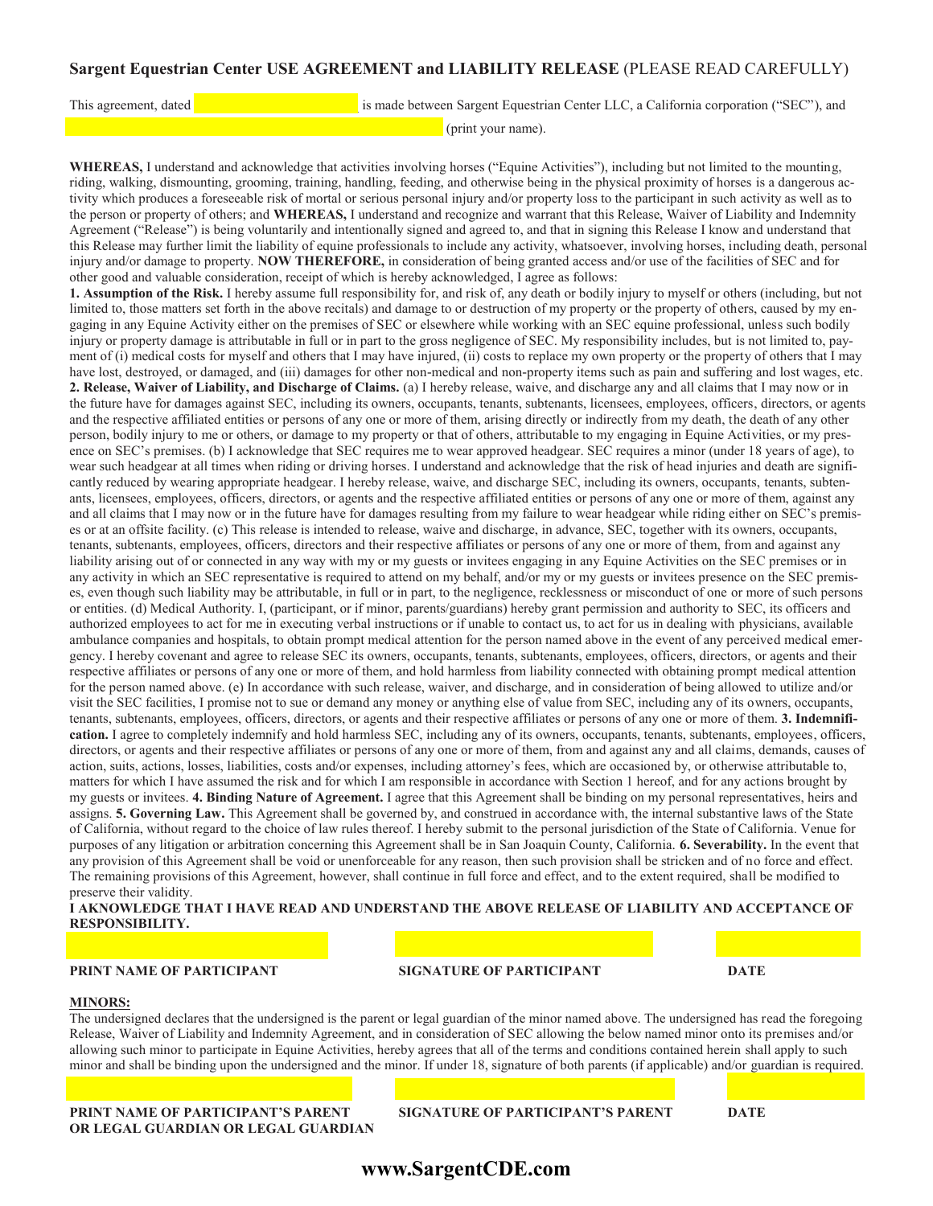**Sargent Equestrian Center USE AGREEMENT and LIABILITY RELEASE** (PLEASE READ CAREFULLY)

This agreement, dated ____________________ is made between Sargent Equestrian Center LLC, a California corporation ("SEC"), and ______________________________________________ (print your name).

**WHEREAS,** I understand and acknowledge that activities involving horses ("Equine Activities"), including but not limited to the mounting, riding, walking, dismounting, grooming, training, handling, feeding, and otherwise being in the physical proximity of horses is a dangerous activity which produces a foreseeable risk of mortal or serious personal injury and/or property loss to the participant in such activity as well as to the person or property of others; and **WHEREAS,** I understand and recognize and warrant that this Release, Waiver of Liability and Indemnity Agreement ("Release") is being voluntarily and intentionally signed and agreed to, and that in signing this Release I know and understand that this Release may further limit the liability of equine professionals to include any activity, whatsoever, involving horses, including death, personal injury and/or damage to property. **NOW THEREFORE,** in consideration of being granted access and/or use of the facilities of SEC and for other good and valuable consideration, receipt of which is hereby acknowledged, I agree as follows:

**1. Assumption of the Risk.** I hereby assume full responsibility for, and risk of, any death or bodily injury to myself or others (including, but not limited to, those matters set forth in the above recitals) and damage to or destruction of my property or the property of others, caused by my engaging in any Equine Activity either on the premises of SEC or elsewhere while working with an SEC equine professional, unless such bodily injury or property damage is attributable in full or in part to the gross negligence of SEC. My responsibility includes, but is not limited to, payment of (i) medical costs for myself and others that I may have injured, (ii) costs to replace my own property or the property of others that I may have lost, destroyed, or damaged, and (iii) damages for other non-medical and non-property items such as pain and suffering and lost wages, etc. **2. Release, Waiver of Liability, and Discharge of Claims.** (a) I hereby release, waive, and discharge any and all claims that I may now or in the future have for damages against SEC, including its owners, occupants, tenants, subtenants, licensees, employees, officers, directors, or agents and the respective affiliated entities or persons of any one or more of them, arising directly or indirectly from my death, the death of any other person, bodily injury to me or others, or damage to my property or that of others, attributable to my engaging in Equine Activities, or my presence on SEC's premises. (b) I acknowledge that SEC requires me to wear approved headgear. SEC requires a minor (under 18 years of age), to wear such headgear at all times when riding or driving horses. I understand and acknowledge that the risk of head injuries and death are significantly reduced by wearing appropriate headgear. I hereby release, waive, and discharge SEC, including its owners, occupants, tenants, subtenants, licensees, employees, officers, directors, or agents and the respective affiliated entities or persons of any one or more of them, against any and all claims that I may now or in the future have for damages resulting from my failure to wear headgear while riding either on SEC's premises or at an offsite facility. (c) This release is intended to release, waive and discharge, in advance, SEC, together with its owners, occupants, tenants, subtenants, employees, officers, directors and their respective affiliates or persons of any one or more of them, from and against any liability arising out of or connected in any way with my or my guests or invitees engaging in any Equine Activities on the SEC premises or in any activity in which an SEC representative is required to attend on my behalf, and/or my or my guests or invitees presence on the SEC premises, even though such liability may be attributable, in full or in part, to the negligence, recklessness or misconduct of one or more of such persons or entities. (d) Medical Authority. I, (participant, or if minor, parents/guardians) hereby grant permission and authority to SEC, its officers and authorized employees to act for me in executing verbal instructions or if unable to contact us, to act for us in dealing with physicians, available ambulance companies and hospitals, to obtain prompt medical attention for the person named above in the event of any perceived medical emergency. I hereby covenant and agree to release SEC its owners, occupants, tenants, subtenants, employees, officers, directors, or agents and their respective affiliates or persons of any one or more of them, and hold harmless from liability connected with obtaining prompt medical attention for the person named above. (e) In accordance with such release, waiver, and discharge, and in consideration of being allowed to utilize and/or visit the SEC facilities, I promise not to sue or demand any money or anything else of value from SEC, including any of its owners, occupants, tenants, subtenants, employees, officers, directors, or agents and their respective affiliates or persons of any one or more of them. **3. Indemnification.** I agree to completely indemnify and hold harmless SEC, including any of its owners, occupants, tenants, subtenants, employees, officers, directors, or agents and their respective affiliates or persons of any one or more of them, from and against any and all claims, demands, causes of action, suits, actions, losses, liabilities, costs and/or expenses, including attorney's fees, which are occasioned by, or otherwise attributable to, matters for which I have assumed the risk and for which I am responsible in accordance with Section 1 hereof, and for any actions brought by my guests or invitees. **4. Binding Nature of Agreement.** I agree that this Agreement shall be binding on my personal representatives, heirs and assigns. **5. Governing Law.** This Agreement shall be governed by, and construed in accordance with, the internal substantive laws of the State of California, without regard to the choice of law rules thereof. I hereby submit to the personal jurisdiction of the State of California. Venue for purposes of any litigation or arbitration concerning this Agreement shall be in San Joaquin County, California. **6. Severability.** In the event that any provision of this Agreement shall be void or unenforceable for any reason, then such provision shall be stricken and of no force and effect. The remaining provisions of this Agreement, however, shall continue in full force and effect, and to the extent required, shall be modified to preserve their validity.

**I ACKNOWLEDGE THAT I HAVE READ AND UNDERSTAND THE ABOVE RELEASE OF LIABILITY AND ACCEPTANCE OF RESPONSIBILITY.**

| | | |
|---|---|---|
| ____________________ | ____________________ | __________ |
| **PRINT NAME OF PARTICIPANT** | **SIGNATURE OF PARTICIPANT** | **DATE** |

**MINORS:**

The undersigned declares that the undersigned is the parent or legal guardian of the minor named above. The undersigned has read the foregoing Release, Waiver of Liability and Indemnity Agreement, and in consideration of SEC allowing the below named minor onto its premises and/or allowing such minor to participate in Equine Activities, hereby agrees that all of the terms and conditions contained herein shall apply to such minor and shall be binding upon the undersigned and the minor. If under 18, signature of both parents (if applicable) and/or guardian is required.

| | | |
|---|---|---|
| ____________________ | ____________________ | __________ |
| **PRINT NAME OF PARTICIPANT'S PARENT OR LEGAL GUARDIAN OR LEGAL GUARDIAN** | **SIGNATURE OF PARTICIPANT'S PARENT** | **DATE** |

**www.SargentCDE.com**